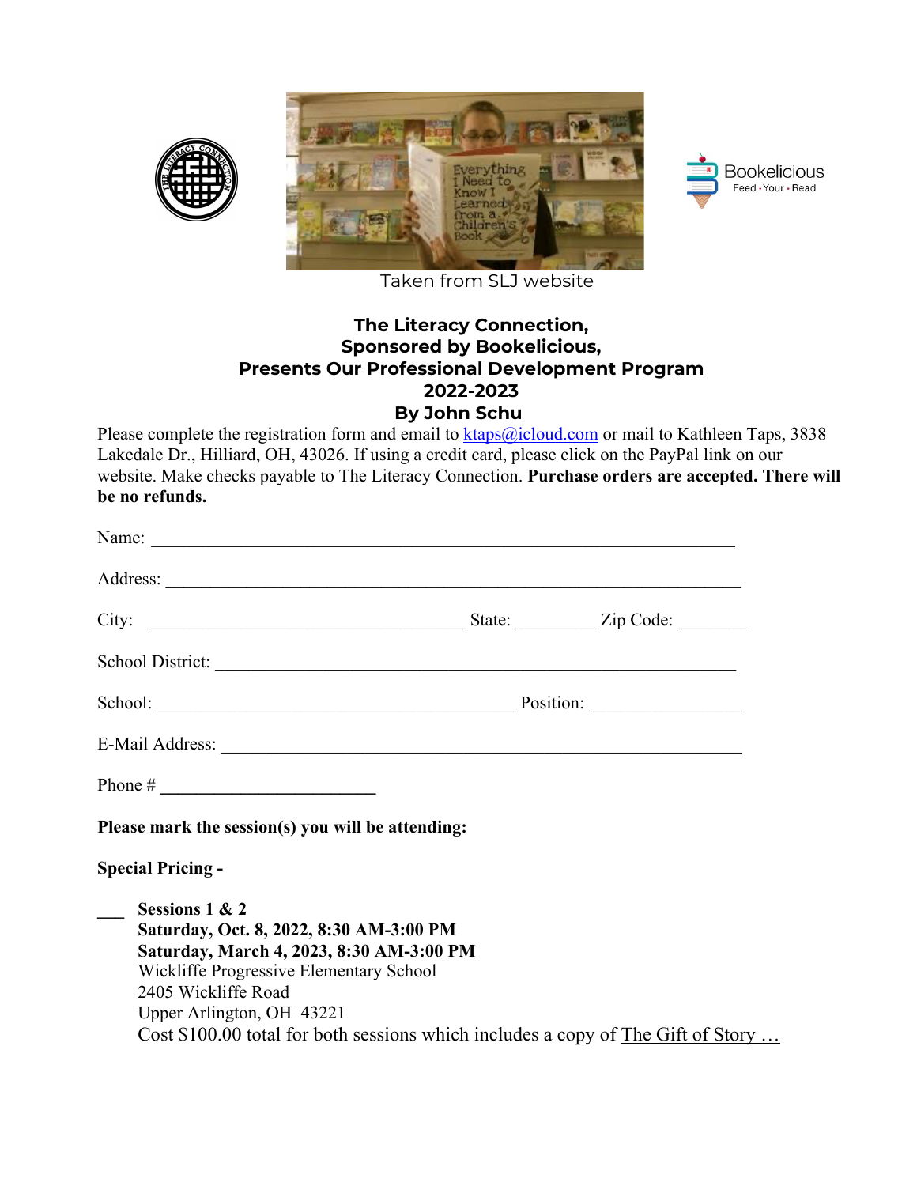Taken from SLJ website

**The Literacy Connection,**
**Sponsored by Bookelicious,**
**Presents Our Professional Development Program**
**2022-2023**
**By John Schu**

Please complete the registration form and email to ktaps@icloud.com or mail to Kathleen Taps, 3838 Lakedale Dr., Hilliard, OH, 43026. If using a credit card, please click on the PayPal link on our website. Make checks payable to The Literacy Connection. **Purchase orders are accepted. There will be no refunds.**

Name: ____________________________________________________________________

Address: __________________________________________________________________

City: ____________________________________ State: _________ Zip Code: ________

School District: ____________________________________________________________

School: ________________________________________ Position: _________________

E-Mail Address: ____________________________________________________________

Phone # ________________________

**Please mark the session(s) you will be attending:**

**Special Pricing -**

___ **Sessions 1 & 2**
**Saturday, Oct. 8, 2022, 8:30 AM-3:00 PM**
**Saturday, March 4, 2023, 8:30 AM-3:00 PM**
Wickliffe Progressive Elementary School
2405 Wickliffe Road
Upper Arlington, OH 43221
Cost $100.00 total for both sessions which includes a copy of The Gift of Story …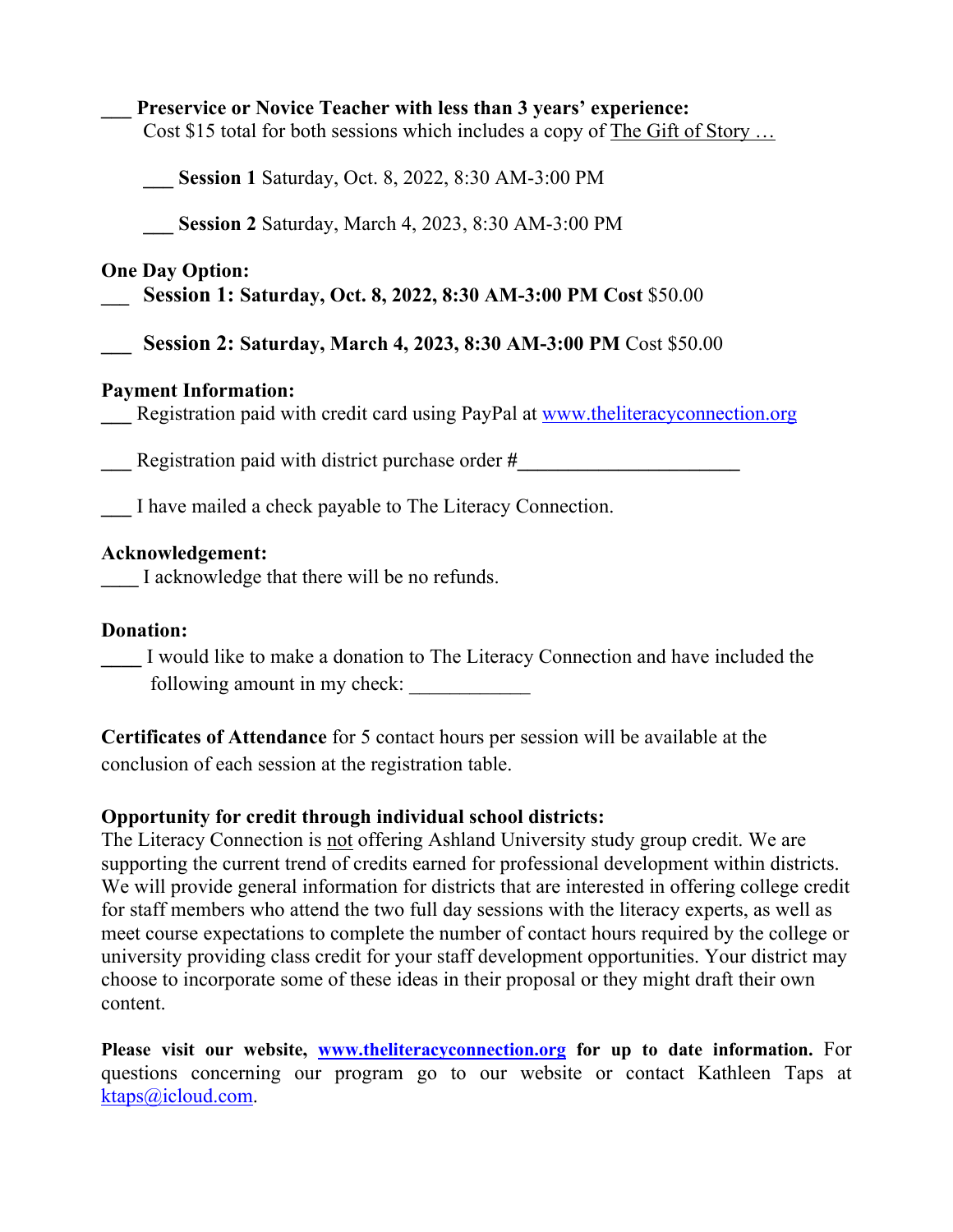___ **Preservice or Novice Teacher with less than 3 years' experience:**
Cost $15 total for both sessions which includes a copy of The Gift of Story …

___ **Session 1** Saturday, Oct. 8, 2022, 8:30 AM-3:00 PM

___ **Session 2** Saturday, March 4, 2023, 8:30 AM-3:00 PM

**One Day Option:**

___ **Session 1: Saturday, Oct. 8, 2022, 8:30 AM-3:00 PM Cost** $50.00

___ **Session 2: Saturday, March 4, 2023, 8:30 AM-3:00 PM** Cost $50.00

**Payment Information:**

___ Registration paid with credit card using PayPal at www.theliteracyconnection.org

___ Registration paid with district purchase order #______________________

___ I have mailed a check payable to The Literacy Connection.

**Acknowledgement:**

____ I acknowledge that there will be no refunds.

**Donation:**

____ I would like to make a donation to The Literacy Connection and have included the following amount in my check: ____________

**Certificates of Attendance** for 5 contact hours per session will be available at the conclusion of each session at the registration table.

**Opportunity for credit through individual school districts:**
The Literacy Connection is not offering Ashland University study group credit. We are supporting the current trend of credits earned for professional development within districts. We will provide general information for districts that are interested in offering college credit for staff members who attend the two full day sessions with the literacy experts, as well as meet course expectations to complete the number of contact hours required by the college or university providing class credit for your staff development opportunities. Your district may choose to incorporate some of these ideas in their proposal or they might draft their own content.

**Please visit our website, www.theliteracyconnection.org for up to date information.** For questions concerning our program go to our website or contact Kathleen Taps at ktaps@icloud.com.